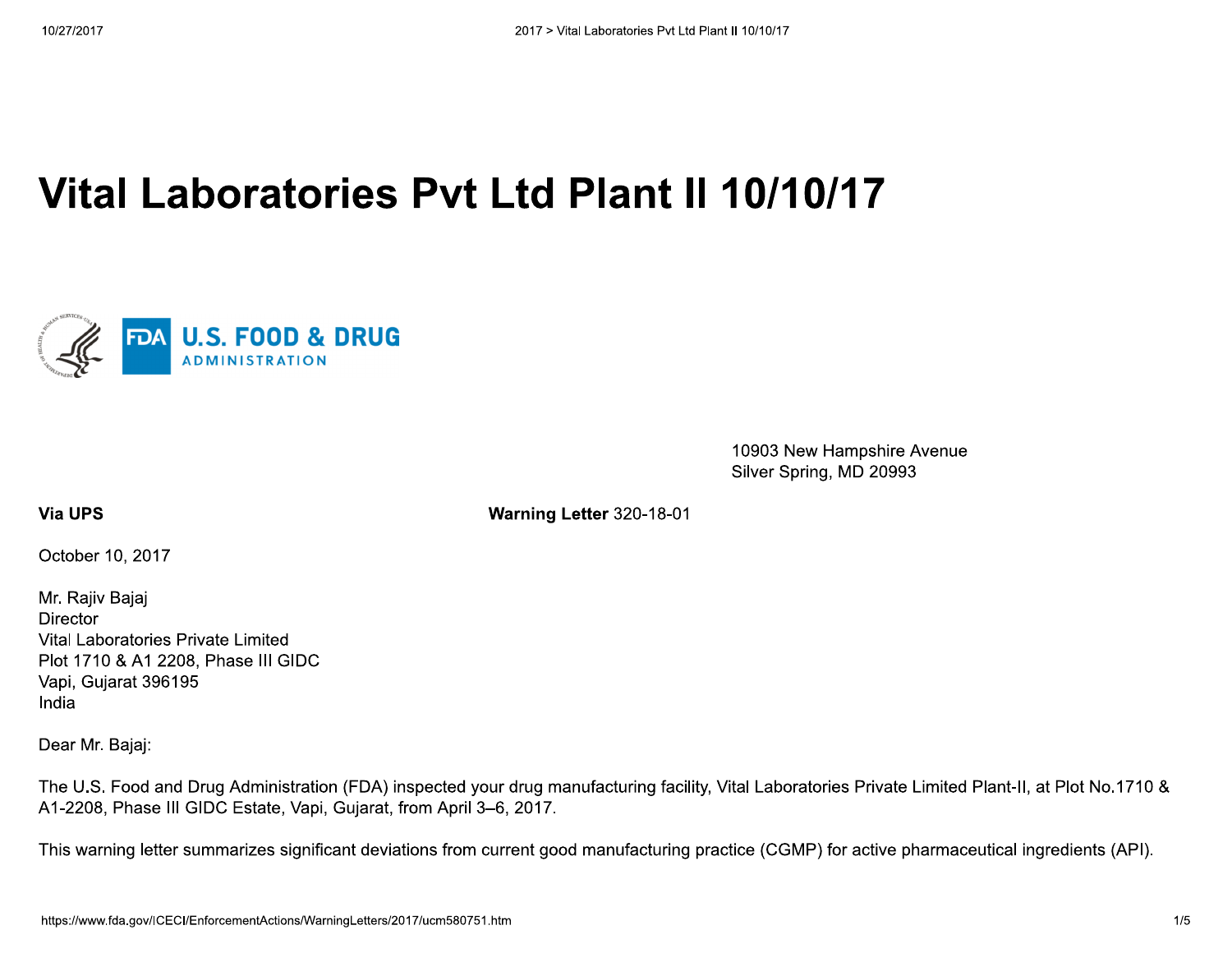# Vital Laboratories Pvt Ltd Plant II 10/10/17

10903 New Hampshire Avenue
Silver Spring, MD 20993

**Via UPS** **Warning Letter** 320-18-01

October 10, 2017

Mr. Rajiv Bajaj
Director
Vital Laboratories Private Limited
Plot 1710 & A1 2208, Phase III GIDC
Vapi, Gujarat 396195
India

Dear Mr. Bajaj:

The U.S. Food and Drug Administration (FDA) inspected your drug manufacturing facility, Vital Laboratories Private Limited Plant-II, at Plot No.1710 & A1-2208, Phase III GIDC Estate, Vapi, Gujarat, from April 3–6, 2017.

This warning letter summarizes significant deviations from current good manufacturing practice (CGMP) for active pharmaceutical ingredients (API).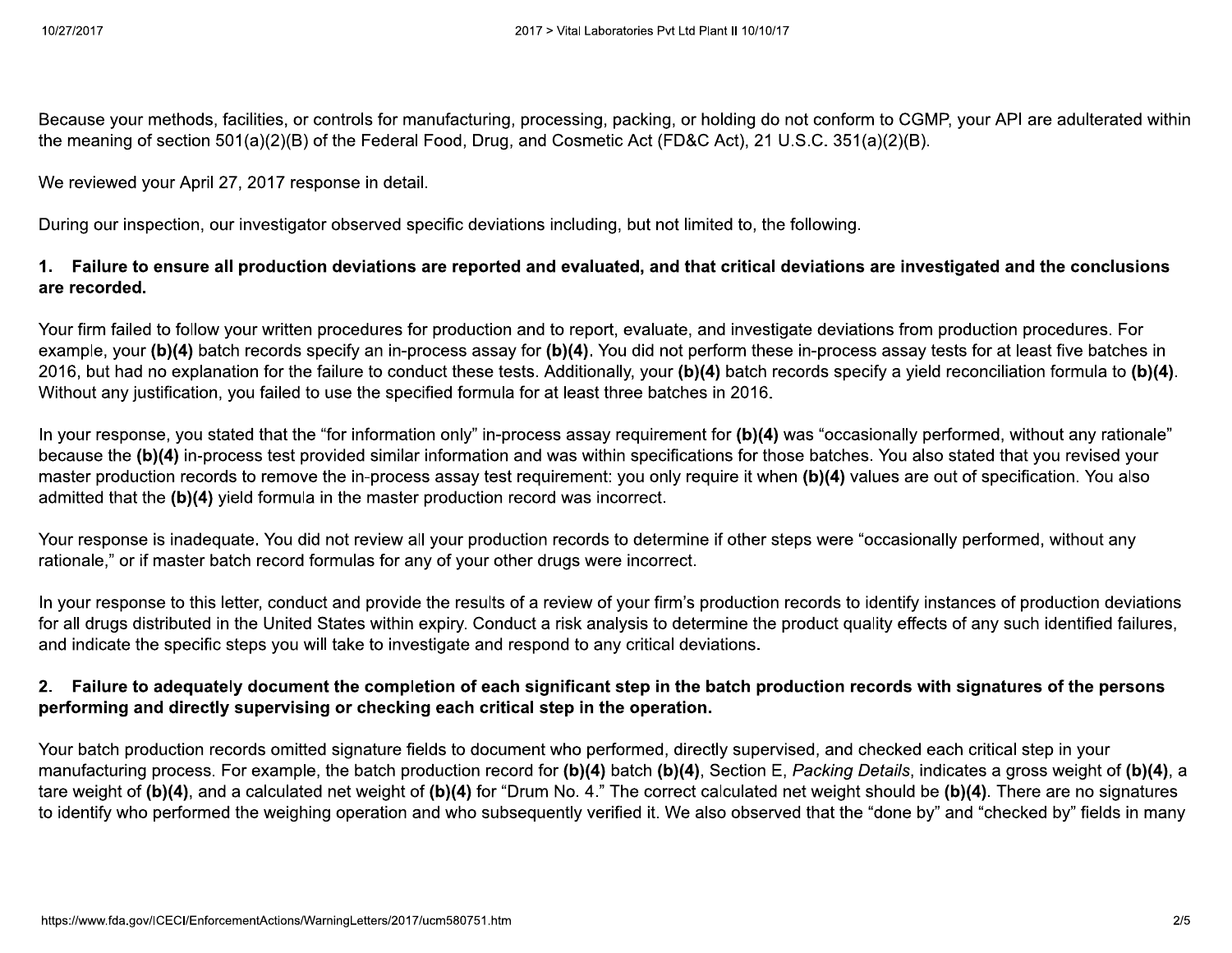Because your methods, facilities, or controls for manufacturing, processing, packing, or holding do not conform to CGMP, your API are adulterated within the meaning of section 501(a)(2)(B) of the Federal Food, Drug, and Cosmetic Act (FD&C Act), 21 U.S.C. 351(a)(2)(B).

We reviewed your April 27, 2017 response in detail.

During our inspection, our investigator observed specific deviations including, but not limited to, the following.

**1. Failure to ensure all production deviations are reported and evaluated, and that critical deviations are investigated and the conclusions are recorded.**

Your firm failed to follow your written procedures for production and to report, evaluate, and investigate deviations from production procedures. For example, your **(b)(4)** batch records specify an in-process assay for **(b)(4)**. You did not perform these in-process assay tests for at least five batches in 2016, but had no explanation for the failure to conduct these tests. Additionally, your **(b)(4)** batch records specify a yield reconciliation formula to **(b)(4)**. Without any justification, you failed to use the specified formula for at least three batches in 2016.

In your response, you stated that the "for information only" in-process assay requirement for **(b)(4)** was "occasionally performed, without any rationale" because the **(b)(4)** in-process test provided similar information and was within specifications for those batches. You also stated that you revised your master production records to remove the in-process assay test requirement: you only require it when **(b)(4)** values are out of specification. You also admitted that the **(b)(4)** yield formula in the master production record was incorrect.

Your response is inadequate. You did not review all your production records to determine if other steps were "occasionally performed, without any rationale," or if master batch record formulas for any of your other drugs were incorrect.

In your response to this letter, conduct and provide the results of a review of your firm's production records to identify instances of production deviations for all drugs distributed in the United States within expiry. Conduct a risk analysis to determine the product quality effects of any such identified failures, and indicate the specific steps you will take to investigate and respond to any critical deviations.

**2. Failure to adequately document the completion of each significant step in the batch production records with signatures of the persons performing and directly supervising or checking each critical step in the operation.**

Your batch production records omitted signature fields to document who performed, directly supervised, and checked each critical step in your manufacturing process. For example, the batch production record for **(b)(4)** batch **(b)(4)**, Section E, *Packing Details*, indicates a gross weight of **(b)(4)**, a tare weight of **(b)(4)**, and a calculated net weight of **(b)(4)** for "Drum No. 4." The correct calculated net weight should be **(b)(4)**. There are no signatures to identify who performed the weighing operation and who subsequently verified it. We also observed that the "done by" and "checked by" fields in many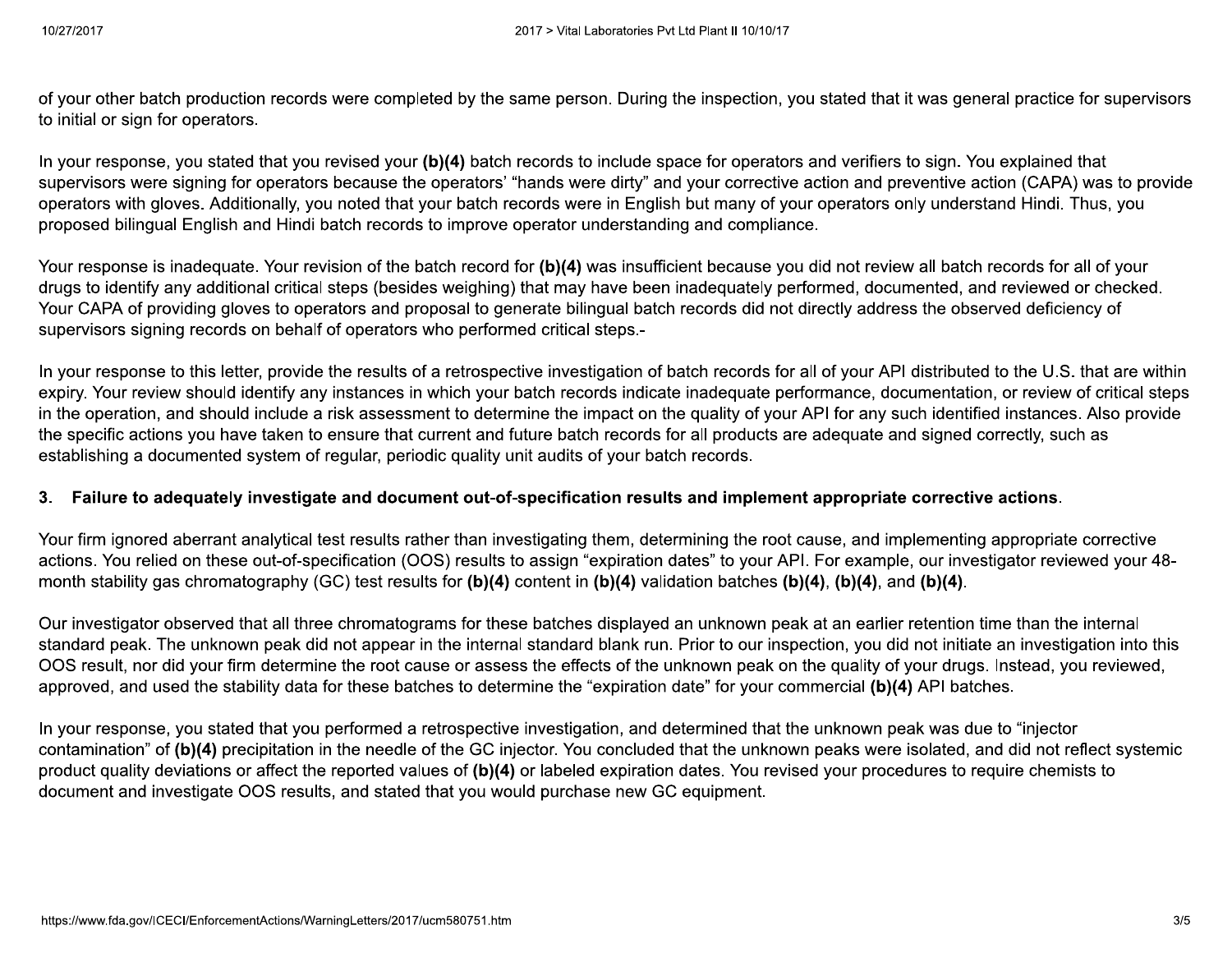of your other batch production records were completed by the same person. During the inspection, you stated that it was general practice for supervisors to initial or sign for operators.

In your response, you stated that you revised your **(b)(4)** batch records to include space for operators and verifiers to sign. You explained that supervisors were signing for operators because the operators' "hands were dirty" and your corrective action and preventive action (CAPA) was to provide operators with gloves. Additionally, you noted that your batch records were in English but many of your operators only understand Hindi. Thus, you proposed bilingual English and Hindi batch records to improve operator understanding and compliance.

Your response is inadequate. Your revision of the batch record for **(b)(4)** was insufficient because you did not review all batch records for all of your drugs to identify any additional critical steps (besides weighing) that may have been inadequately performed, documented, and reviewed or checked. Your CAPA of providing gloves to operators and proposal to generate bilingual batch records did not directly address the observed deficiency of supervisors signing records on behalf of operators who performed critical steps.-

In your response to this letter, provide the results of a retrospective investigation of batch records for all of your API distributed to the U.S. that are within expiry. Your review should identify any instances in which your batch records indicate inadequate performance, documentation, or review of critical steps in the operation, and should include a risk assessment to determine the impact on the quality of your API for any such identified instances. Also provide the specific actions you have taken to ensure that current and future batch records for all products are adequate and signed correctly, such as establishing a documented system of regular, periodic quality unit audits of your batch records.

**3. Failure to adequately investigate and document out-of-specification results and implement appropriate corrective actions**.

Your firm ignored aberrant analytical test results rather than investigating them, determining the root cause, and implementing appropriate corrective actions. You relied on these out-of-specification (OOS) results to assign "expiration dates" to your API. For example, our investigator reviewed your 48-month stability gas chromatography (GC) test results for **(b)(4)** content in **(b)(4)** validation batches **(b)(4)**, **(b)(4)**, and **(b)(4)**.

Our investigator observed that all three chromatograms for these batches displayed an unknown peak at an earlier retention time than the internal standard peak. The unknown peak did not appear in the internal standard blank run. Prior to our inspection, you did not initiate an investigation into this OOS result, nor did your firm determine the root cause or assess the effects of the unknown peak on the quality of your drugs. Instead, you reviewed, approved, and used the stability data for these batches to determine the "expiration date" for your commercial **(b)(4)** API batches.

In your response, you stated that you performed a retrospective investigation, and determined that the unknown peak was due to "injector contamination" of **(b)(4)** precipitation in the needle of the GC injector. You concluded that the unknown peaks were isolated, and did not reflect systemic product quality deviations or affect the reported values of **(b)(4)** or labeled expiration dates. You revised your procedures to require chemists to document and investigate OOS results, and stated that you would purchase new GC equipment.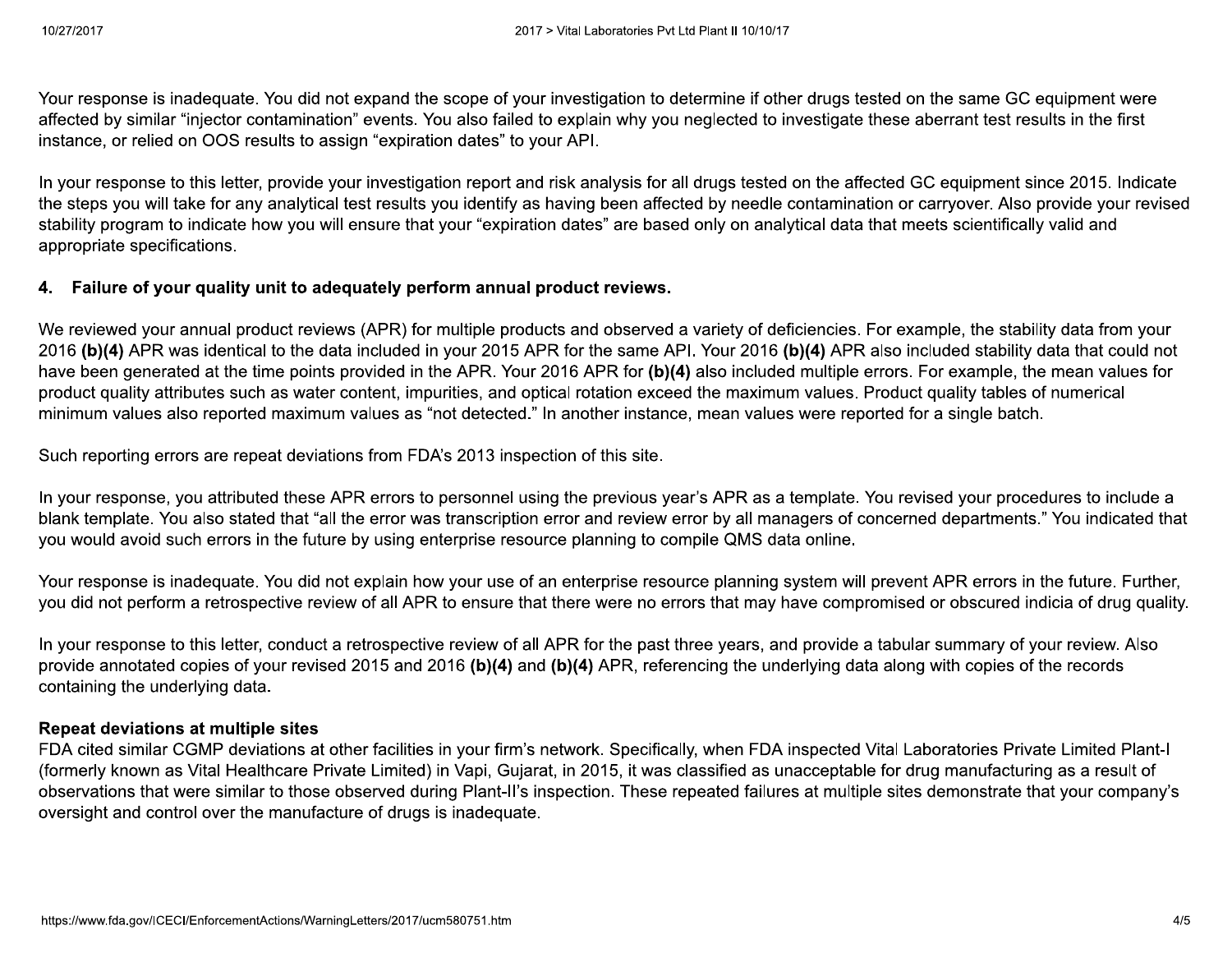Your response is inadequate. You did not expand the scope of your investigation to determine if other drugs tested on the same GC equipment were affected by similar "injector contamination" events. You also failed to explain why you neglected to investigate these aberrant test results in the first instance, or relied on OOS results to assign "expiration dates" to your API.

In your response to this letter, provide your investigation report and risk analysis for all drugs tested on the affected GC equipment since 2015. Indicate the steps you will take for any analytical test results you identify as having been affected by needle contamination or carryover. Also provide your revised stability program to indicate how you will ensure that your "expiration dates" are based only on analytical data that meets scientifically valid and appropriate specifications.

### 4. Failure of your quality unit to adequately perform annual product reviews.

We reviewed your annual product reviews (APR) for multiple products and observed a variety of deficiencies. For example, the stability data from your 2016 **(b)(4)** APR was identical to the data included in your 2015 APR for the same API. Your 2016 **(b)(4)** APR also included stability data that could not have been generated at the time points provided in the APR. Your 2016 APR for **(b)(4)** also included multiple errors. For example, the mean values for product quality attributes such as water content, impurities, and optical rotation exceed the maximum values. Product quality tables of numerical minimum values also reported maximum values as "not detected." In another instance, mean values were reported for a single batch.

Such reporting errors are repeat deviations from FDA's 2013 inspection of this site.

In your response, you attributed these APR errors to personnel using the previous year's APR as a template. You revised your procedures to include a blank template. You also stated that "all the error was transcription error and review error by all managers of concerned departments." You indicated that you would avoid such errors in the future by using enterprise resource planning to compile QMS data online.

Your response is inadequate. You did not explain how your use of an enterprise resource planning system will prevent APR errors in the future. Further, you did not perform a retrospective review of all APR to ensure that there were no errors that may have compromised or obscured indicia of drug quality.

In your response to this letter, conduct a retrospective review of all APR for the past three years, and provide a tabular summary of your review. Also provide annotated copies of your revised 2015 and 2016 **(b)(4)** and **(b)(4)** APR, referencing the underlying data along with copies of the records containing the underlying data.

### Repeat deviations at multiple sites

FDA cited similar CGMP deviations at other facilities in your firm's network. Specifically, when FDA inspected Vital Laboratories Private Limited Plant-I (formerly known as Vital Healthcare Private Limited) in Vapi, Gujarat, in 2015, it was classified as unacceptable for drug manufacturing as a result of observations that were similar to those observed during Plant-II's inspection. These repeated failures at multiple sites demonstrate that your company's oversight and control over the manufacture of drugs is inadequate.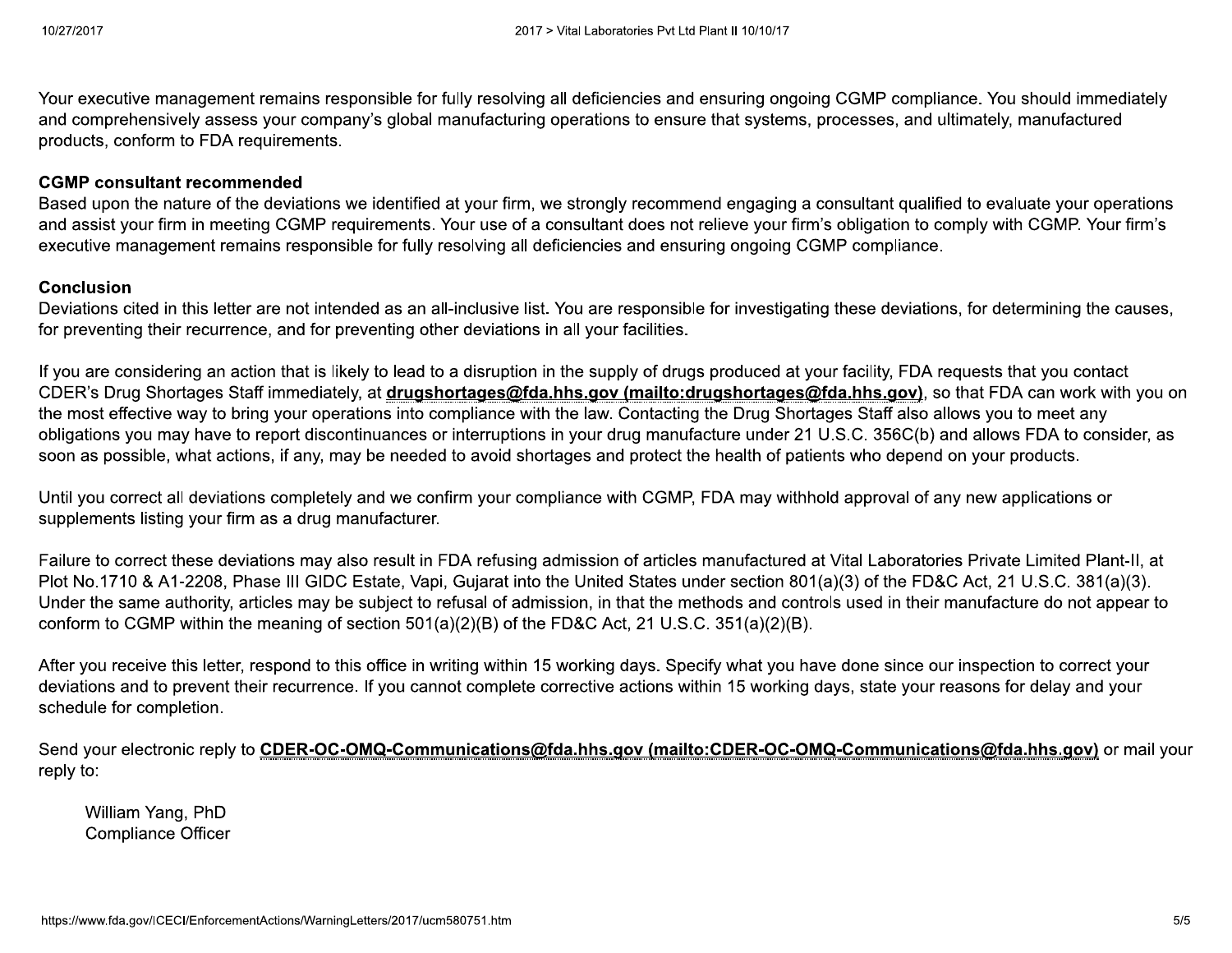Your executive management remains responsible for fully resolving all deficiencies and ensuring ongoing CGMP compliance. You should immediately and comprehensively assess your company's global manufacturing operations to ensure that systems, processes, and ultimately, manufactured products, conform to FDA requirements.

**CGMP consultant recommended**

Based upon the nature of the deviations we identified at your firm, we strongly recommend engaging a consultant qualified to evaluate your operations and assist your firm in meeting CGMP requirements. Your use of a consultant does not relieve your firm's obligation to comply with CGMP. Your firm's executive management remains responsible for fully resolving all deficiencies and ensuring ongoing CGMP compliance.

**Conclusion**

Deviations cited in this letter are not intended as an all-inclusive list. You are responsible for investigating these deviations, for determining the causes, for preventing their recurrence, and for preventing other deviations in all your facilities.

If you are considering an action that is likely to lead to a disruption in the supply of drugs produced at your facility, FDA requests that you contact CDER's Drug Shortages Staff immediately, at **drugshortages@fda.hhs.gov (mailto:drugshortages@fda.hhs.gov)**, so that FDA can work with you on the most effective way to bring your operations into compliance with the law. Contacting the Drug Shortages Staff also allows you to meet any obligations you may have to report discontinuances or interruptions in your drug manufacture under 21 U.S.C. 356C(b) and allows FDA to consider, as soon as possible, what actions, if any, may be needed to avoid shortages and protect the health of patients who depend on your products.

Until you correct all deviations completely and we confirm your compliance with CGMP, FDA may withhold approval of any new applications or supplements listing your firm as a drug manufacturer.

Failure to correct these deviations may also result in FDA refusing admission of articles manufactured at Vital Laboratories Private Limited Plant-II, at Plot No.1710 & A1-2208, Phase III GIDC Estate, Vapi, Gujarat into the United States under section 801(a)(3) of the FD&C Act, 21 U.S.C. 381(a)(3). Under the same authority, articles may be subject to refusal of admission, in that the methods and controls used in their manufacture do not appear to conform to CGMP within the meaning of section 501(a)(2)(B) of the FD&C Act, 21 U.S.C. 351(a)(2)(B).

After you receive this letter, respond to this office in writing within 15 working days. Specify what you have done since our inspection to correct your deviations and to prevent their recurrence. If you cannot complete corrective actions within 15 working days, state your reasons for delay and your schedule for completion.

Send your electronic reply to **CDER-OC-OMQ-Communications@fda.hhs.gov (mailto:CDER-OC-OMQ-Communications@fda.hhs.gov)** or mail your reply to:

William Yang, PhD
Compliance Officer